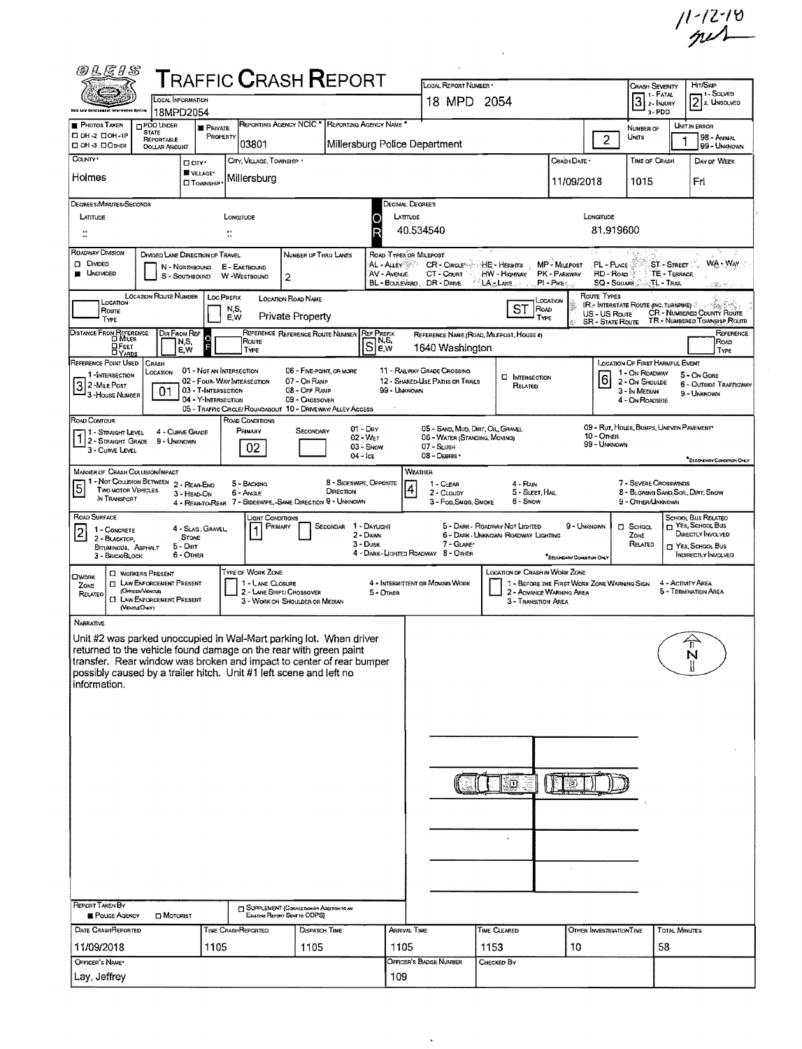11-12-18

# Traffic Crash Report

| Field | Value |
|---|---|
| Local Information | 18MPD2054 |
| Local Report Number | 18 MPD 2054 |
| Crash Severity | 3 (1 - Fatal, 2 - Injury, 3 - PDO) |
| Hit/Skip | 2 (1 - Solved, 2 - Unsolved) |
| Photos Taken | ☐ OH-2 ☐ OH-1P ☐ OH-3 ☐ Other |
| PDO Under State Reportable Dollar Amount | ☐ |
| Private Property | ■ |
| Reporting Agency NCIC | 03801 |
| Reporting Agency Name | Millersburg Police Department |
| Number of Units | 2 |
| Unit in Error | 1 (98 - Animal, 99 - Unknown) |
| County | Holmes |
| City, Village, Township | ■ Village: Millersburg |
| Crash Date | 11/09/2018 |
| Time of Crash | 1015 |
| Day of Week | Fri |
| Latitude (Decimal Degrees) | 40.534540 |
| Longitude (Decimal Degrees) | 81.919600 |

## Roadway

| Field | Value |
|---|---|
| Roadway Division | ■ Undivided |
| Number of Thru Lanes | 2 |
| Location Road Name | Private Property |
| Road Type | ST |
| Reference Prefix | S |
| Reference Name (Road, Milepost, House #) | 1640 Washington |
| Reference Point Used | 3 - House Number |
| Crash Location | 01 - Not an Intersection |
| Location of First Harmful Event | 6 - Outside Trafficway |
| Road Contour | 1 - Straight Level |
| Road Conditions (Primary) | 02 - Wet |
| Manner of Crash Collision/Impact | 5 - Backing |
| Weather | 4 - Rain |
| Road Surface | 2 - Blacktop, Bituminous, Asphalt |
| Light Conditions (Primary) | 1 - Daylight |

## Narrative

Unit #2 was parked unoccupied in Wal-Mart parking lot. When driver returned to the vehicle found damage on the rear with green paint transfer. Rear window was broken and impact to center of rear bumper possibly caused by a trailer hitch. Unit #1 left scene and left no information.

## Report Information

| Field | Value |
|---|---|
| Report Taken By | ■ Police Agency |
| Date Crash Reported | 11/09/2018 |
| Time Crash Reported | 1105 |
| Dispatch Time | 1105 |
| Arrival Time | 1105 |
| Time Cleared | 1153 |
| Other Investigation Time | 10 |
| Total Minutes | 58 |
| Officer's Name | Lay, Jeffrey |
| Officer's Badge Number | 109 |
| Checked By | |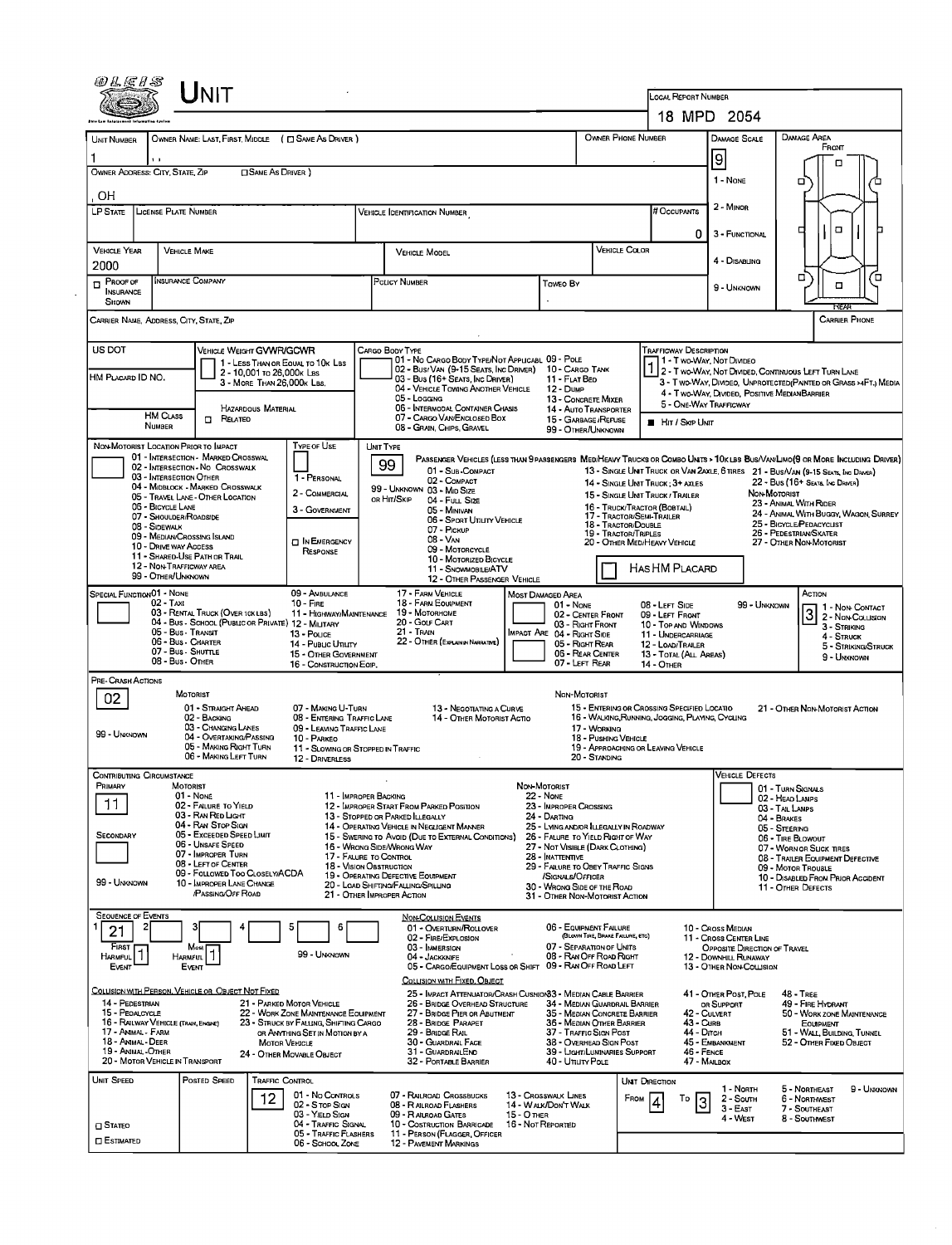# UNIT

**LOCAL REPORT NUMBER:** 18 MPD 2054

| UNIT NUMBER | OWNER NAME: LAST, FIRST, MIDDLE ( ☐ SAME AS DRIVER ) | OWNER PHONE NUMBER | DAMAGE SCALE | DAMAGE AREA |
|---|---|---|---|---|
| 1 | , , | | 9 | FRONT |

**OWNER ADDRESS: CITY, STATE, ZIP** ☐ SAME AS DRIVER )
, OH

DAMAGE SCALE: 1 - NONE; 2 - MINOR; 3 - FUNCTIONAL; 4 - DISABLING; 9 - UNKNOWN

| LP STATE | LICENSE PLATE NUMBER | VEHICLE IDENTIFICATION NUMBER | # OCCUPANTS |
|---|---|---|---|
| | | | 0 |

| VEHICLE YEAR | VEHICLE MAKE | VEHICLE MODEL | VEHICLE COLOR |
|---|---|---|---|
| 2000 | | | |

| ☐ PROOF OF INSURANCE SHOWN | INSURANCE COMPANY | POLICY NUMBER | TOWED BY |
|---|---|---|---|
| | | | |

CARRIER NAME, ADDRESS, CITY, STATE, ZIP — CARRIER PHONE

US DOT

VEHICLE WEIGHT GVWR/GCWR: 1 - LESS THAN OR EQUAL TO 10K LBS; 2 - 10,001 TO 26,000K LBS; 3 - MORE THAN 26,000K LBS.

HM PLACARD ID NO.

HM CLASS NUMBER — ☐ RELATED — HAZARDOUS MATERIAL

CARGO BODY TYPE: 01 - NO CARGO BODY TYPE/NOT APPLICABL; 02 - BUS/VAN (9-15 SEATS, INC DRIVER); 03 - BUS (16+ SEATS, INC DRIVER); 04 - VEHICLE TOWING ANOTHER VEHICLE; 05 - LOGGING; 06 - INTERMODAL CONTAINER CHASIS; 07 - CARGO VAN/ENCLOSED BOX; 08 - GRAIN, CHIPS, GRAVEL; 09 - POLE; 10 - CARGO TANK; 11 - FLAT BED; 12 - DUMP; 13 - CONCRETE MIXER; 14 - AUTO TRANSPORTER; 15 - GARBAGE/REFUSE; 99 - OTHER/UNKNOWN

TRAFFICWAY DESCRIPTION: **1**
1 - TWO-WAY, NOT DIVIDED; 2 - TWO-WAY, NOT DIVIDED, CONTINUOUS LEFT TURN LANE; 3 - TWO-WAY, DIVIDED, UNPROTECTED(PAINTED OR GRASS >4FT.) MEDIA; 4 - TWO-WAY, DIVIDED, POSITIVE MEDIAN BARRIER; 5 - ONE-WAY TRAFFICWAY

■ HIT / SKIP UNIT

NON-MOTORIST LOCATION PRIOR TO IMPACT: 01 - INTERSECTION - MARKED CROSSWAL; 02 - INTERSECTION - NO CROSSWALK; 03 - INTERSECTION OTHER; 04 - MIDBLOCK - MARKED CROSSWALK; 05 - TRAVEL LANE - OTHER LOCATION; 06 - BICYCLE LANE; 07 - SHOULDER/ROADSIDE; 08 - SIDEWALK; 09 - MEDIAN/CROSSING ISLAND; 10 - DRIVE WAY ACCESS; 11 - SHARED-USE PATH OR TRAIL; 12 - NON-TRAFFICWAY AREA; 99 - OTHER/UNKNOWN

TYPE OF USE: 1 - PERSONAL; 2 - COMMERCIAL; 3 - GOVERNMENT; ☐ IN EMERGENCY RESPONSE

UNIT TYPE: **99**
PASSENGER VEHICLES (LESS THAN 9 PASSENGERS MED/HEAVY TRUCKS OR COMBO UNITS > 10K LBS BUS/VAN/LIMO(9 OR MORE INCLUDING DRIVER)
01 - SUB-COMPACT; 02 - COMPACT; 99 - UNKNOWN 03 - MID SIZE OR HIT/SKIP; 04 - FULL SIZE; 05 - MINIVAN; 06 - SPORT UTILITY VEHICLE; 07 - PICKUP; 08 - VAN; 09 - MOTORCYCLE; 10 - MOTORIZED BICYCLE; 11 - SNOWMOBILE/ATV; 12 - OTHER PASSENGER VEHICLE
13 - SINGLE UNIT TRUCK OR VAN 2AXLE, 6 TIRES; 14 - SINGLE UNIT TRUCK; 3+ AXLES; 15 - SINGLE UNIT TRUCK / TRAILER; 16 - TRUCK/TRACTOR (BOBTAIL); 17 - TRACTOR/SEMI-TRAILER; 18 - TRACTOR/DOUBLE; 19 - TRACTOR/TRIPLES; 20 - OTHER MED/HEAVY VEHICLE
21 - BUS/VAN (9-15 SEATS, INC DRIVER); 22 - BUS (16+ SEATS, INC DRIVER)
NON-MOTORIST: 23 - ANIMAL WITH RIDER; 24 - ANIMAL WITH BUGGY, WAGON, SURREY; 25 - BICYCLE/PEDACYCLIST; 26 - PEDESTRIAN/SKATER; 27 - OTHER NON-MOTORIST
☐ HAS HM PLACARD

SPECIAL FUNCTION: 01 - NONE; 02 - TAXI; 03 - RENTAL TRUCK (OVER 10K LBS); 04 - BUS - SCHOOL (PUBLIC OR PRIVATE); 05 - BUS - TRANSIT; 06 - BUS - CHARTER; 07 - BUS - SHUTTLE; 08 - BUS - OTHER; 09 - AMBULANCE; 10 - FIRE; 11 - HIGHWAY/MAINTENANCE; 12 - MILITARY; 13 - POLICE; 14 - PUBLIC UTILITY; 15 - OTHER GOVERNMENT; 16 - CONSTRUCTION EQIP.; 17 - FARM VEHICLE; 18 - FARM EQUIPMENT; 19 - MOTORHOME; 20 - GOLF CART; 21 - TRAIN; 22 - OTHER (EXPLAIN IN NARRATIVE)

MOST DAMAGED AREA: 01 - NONE; 02 - CENTER FRONT; 03 - RIGHT FRONT; IMPACT ARE 04 - RIGHT SIDE; 05 - RIGHT REAR; 06 - REAR CENTER; 07 - LEFT REAR; 08 - LEFT SIDE; 09 - LEFT FRONT; 10 - TOP AND WINDOWS; 11 - UNDERCARRIAGE; 12 - LOAD/TRAILER; 13 - TOTAL (ALL AREAS); 14 - OTHER; 99 - UNKNOWN

ACTION: **3**
1 - NON-CONTACT; 2 - NON-COLLISION; 3 - STRIKING; 4 - STRUCK; 5 - STRIKING/STRUCK; 9 - UNKNOWN

PRE-CRASH ACTIONS: **02**
MOTORIST: 01 - STRAIGHT AHEAD; 02 - BACKING; 03 - CHANGING LANES; 04 - OVERTAKING/PASSING; 05 - MAKING RIGHT TURN; 06 - MAKING LEFT TURN; 07 - MAKING U-TURN; 08 - ENTERING TRAFFIC LANE; 09 - LEAVING TRAFFIC LANE; 10 - PARKED; 11 - SLOWING OR STOPPED IN TRAFFIC; 12 - DRIVERLESS; 13 - NEGOTIATING A CURVE; 14 - OTHER MOTORIST ACTIO
NON-MOTORIST: 15 - ENTERING OR CROSSING SPECIFIED LOCATIO; 16 - WALKING, RUNNING, JOGGING, PLAYING, CYCLING; 17 - WORKING; 18 - PUSHING VEHICLE; 19 - APPROACHING OR LEAVING VEHICLE; 20 - STANDING; 21 - OTHER NON-MOTORIST ACTION
99 - UNKNOWN

CONTRIBUTING CIRCUMSTANCE
PRIMARY: **11**
SECONDARY:
MOTORIST: 01 - NONE; 02 - FAILURE TO YIELD; 03 - RAN RED LIGHT; 04 - RAN STOP SIGN; 05 - EXCEEDED SPEED LIMIT; 06 - UNSAFE SPEED; 07 - IMPROPER TURN; 08 - LEFT OF CENTER; 09 - FOLLOWED TOO CLOSELY/ACDA; 10 - IMPROPER LANE CHANGE /PASSING/OFF ROAD; 11 - IMPROPER BACKING; 12 - IMPROPER START FROM PARKED POSITION; 13 - STOPPED OR PARKED ILLEGALLY; 14 - OPERATING VEHICLE IN NEGLIGENT MANNER; 15 - SWERING TO AVOID (DUE TO EXTERNAL CONDITIONS); 16 - WRONG SIDE/WRONG WAY; 17 - FAILURE TO CONTROL; 18 - VISION OBSTRUCTION; 19 - OPERATING DEFECTIVE EQUIPMENT; 20 - LOAD SHIFTING/FALLING/SPILLING; 21 - OTHER IMPROPER ACTION
NON-MOTORIST: 22 - NONE; 23 - IMPROPER CROSSING; 24 - DARTING; 25 - LYING AND/OR ILLEGALLY IN ROADWAY; 26 - FAILURE TO YIELD RIGHT OF WAY; 27 - NOT VISIBLE (DARK CLOTHING); 28 - INATTENTIVE; 29 - FAILURE TO OBEY TRAFFIC SIGNS /SIGNALS/OFFICER; 30 - WRONG SIDE OF THE ROAD; 31 - OTHER NON-MOTORIST ACTION
99 - UNKNOWN

VEHICLE DEFECTS: 01 - TURN SIGNALS; 02 - HEAD LAMPS; 03 - TAIL LAMPS; 04 - BRAKES; 05 - STEERING; 06 - TIRE BLOWOUT; 07 - WORN OR SLICK TIRES; 08 - TRAILER EQUIPMENT DEFECTIVE; 09 - MOTOR TROUBLE; 10 - DISABLED FROM PRIOR ACCIDENT; 11 - OTHER DEFECTS

SEQUENCE OF EVENTS

| 1 | 2 | 3 | 4 | 5 | 6 |
|---|---|---|---|---|---|
| 21 | | | | | |

FIRST HARMFUL EVENT: 1 — MOST HARMFUL EVENT: 1 — 99 - UNKNOWN

NON-COLLISION EVENTS: 01 - OVERTURN/ROLLOVER; 02 - FIRE/EXPLOSION; 03 - IMMERSION; 04 - JACKKNIFE; 05 - CARGO/EQUIPMENT LOSS OR SHIFT; 06 - EQUIPMENT FAILURE (BLOWN TIRE, BRAKE FAILURE, ETC); 07 - SEPARATION OF UNITS; 08 - RAN OFF ROAD RIGHT; 09 - RAN OFF ROAD LEFT; 10 - CROSS MEDIAN; 11 - CROSS CENTER LINE OPPOSITE DIRECTION OF TRAVEL; 12 - DOWNHILL RUNAWAY; 13 - OTHER NON-COLLISION

COLLISION WITH PERSON, VEHICLE OR OBJECT NOT FIXED: 14 - PEDESTRIAN; 15 - PEDALCYCLE; 16 - RAILWAY VEHICLE (TRAIN, ENGINE); 17 - ANIMAL - FARM; 18 - ANIMAL - DEER; 19 - ANIMAL - OTHER; 20 - MOTOR VEHICLE IN TRANSPORT; 21 - PARKED MOTOR VEHICLE; 22 - WORK ZONE MAINTENANCE EQUIPMENT; 23 - STRUCK BY FALLING, SHIFTING CARGO OR ANYTHING SET IN MOTION BY A MOTOR VEHICLE; 24 - OTHER MOVABLE OBJECT

COLLISION WITH FIXED, OBJECT: 25 - IMPACT ATTENUATOR/CRASH CUSHION; 26 - BRIDGE OVERHEAD STRUCTURE; 27 - BRIDGE PIER OR ABUTMENT; 28 - BRIDGE PARAPET; 29 - BRIDGE RAIL; 30 - GUARDRAIL FACE; 31 - GUARDRAILEND; 32 - PORTABLE BARRIER; 33 - MEDIAN CABLE BARRIER; 34 - MEDIAN GUARDRAIL BARRIER; 35 - MEDIAN CONCRETE BARRIER; 36 - MEDIAN OTHER BARRIER; 37 - TRAFFIC SIGN POST; 38 - OVERHEAD SIGN POST; 39 - LIGHT/LUMINARIES SUPPORT; 40 - UTILITY POLE; 41 - OTHER POST, POLE OR SUPPORT; 42 - CULVERT; 43 - CURB; 44 - DITCH; 45 - EMBANKMENT; 46 - FENCE; 47 - MAILBOX; 48 - TREE; 49 - FIRE HYDRANT; 50 - WORK ZONE MAINTENANCE EQUIPMENT; 51 - WALL, BUILDING, TUNNEL; 52 - OTHER FIXED OBJECT

UNIT SPEED: — POSTED SPEED: **12** (TRAFFIC CONTROL)

TRAFFIC CONTROL: 01 - NO CONTROLS; 02 - STOP SIGN; 03 - YIELD SIGN; 04 - TRAFFIC SIGNAL; 05 - TRAFFIC FLASHERS; 06 - SCHOOL ZONE; 07 - RAILROAD CROSSBUCKS; 08 - RAILROAD FLASHERS; 09 - RAILROAD GATES; 10 - COSTRUCTION BARRICADE; 11 - PERSON (FLAGGER, OFFICER; 12 - PAVEMENT MARKINGS; 13 - CROSSWALK LINES; 14 - WALK/DON'T WALK; 15 - OTHER; 16 - NOT REPORTED

☐ STATED ☐ ESTIMATED

UNIT DIRECTION: FROM **4** TO **3**
1 - NORTH; 2 - SOUTH; 3 - EAST; 4 - WEST; 5 - NORTHEAST; 6 - NORTHWEST; 7 - SOUTHEAST; 8 - SOUTHWEST; 9 - UNKNOWN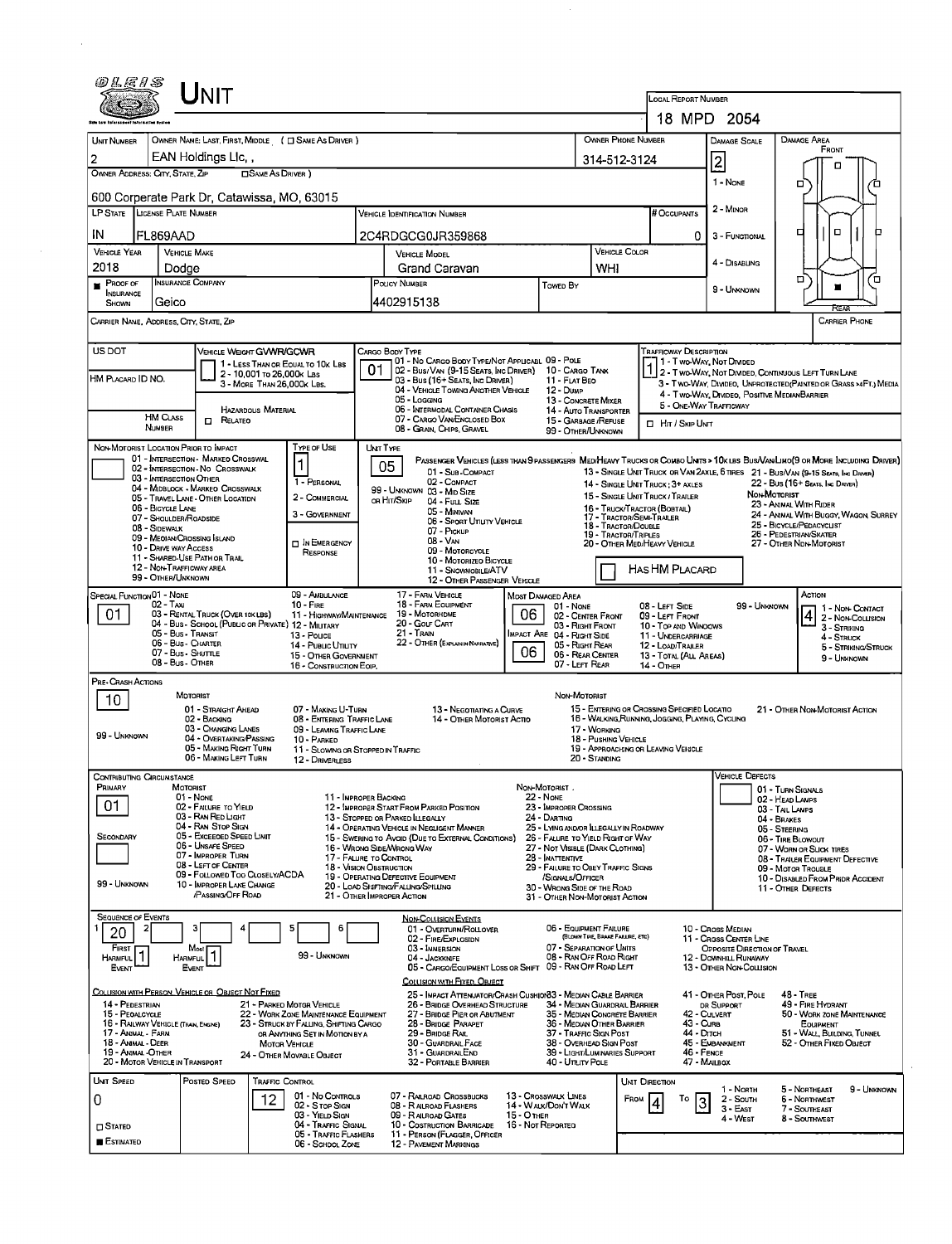# UNIT

**Local Report Number:** 18 MPD 2054

| Unit Number | Owner Name: Last, First, Middle ( ☐ Same as Driver ) | Owner Phone Number | Damage Scale | Damage Area |
|---|---|---|---|---|
| 2 | EAN Holdings Llc, , | 314-512-3124 | 2 | Front |

**Owner Address: City, State, Zip** ☐ Same as Driver )
600 Corperate Park Dr, Catawissa, MO, 63015

Damage Scale: 1 - None, 2 - Minor, 3 - Functional, 4 - Disabling, 9 - Unknown

| LP State | License Plate Number | Vehicle Identification Number | # Occupants |
|---|---|---|---|
| IN | FL869AAD | 2C4RDGCG0JR359868 | 0 |

| Vehicle Year | Vehicle Make | Vehicle Model | Vehicle Color |
|---|---|---|---|
| 2018 | Dodge | Grand Caravan | WHI |

| Proof of Insurance Shown | Insurance Company | Policy Number | Towed By |
|---|---|---|---|
| ■ | Geico | 4402915138 | |

Carrier Name, Address, City, State, Zip | Carrier Phone

**US DOT** | **HM Placard ID No.** | **HM Class Number** | ☐ Related (Hazardous Material)

**Vehicle Weight GVWR/GCWR:** 1 - Less Than or Equal to 10k Lbs; 2 - 10,001 to 26,000k Lbs; 3 - More Than 26,000k Lbs.

**Cargo Body Type:** 01
01 - No Cargo Body Type/Not Applicabl; 02 - Bus/Van (9-15 Seats, Inc Driver); 03 - Bus (16+ Seats, Inc Driver); 04 - Vehicle Towing Another Vehicle; 05 - Logging; 06 - Intermodal Container Chasis; 07 - Cargo Van/Enclosed Box; 08 - Grain, Chips, Gravel; 09 - Pole; 10 - Cargo Tank; 11 - Flat Bed; 12 - Dump; 13 - Concrete Mixer; 14 - Auto Transporter; 15 - Garbage/Refuse; 99 - Other/Unknown

**Trafficway Description:** 1
1 - Two-Way, Not Divided; 2 - Two-Way, Not Divided, Continuous Left Turn Lane; 3 - Two-Way, Divided, Unprotected(Painted or Grass >4Ft.) Media; 4 - Two-Way, Divided, Positive MedianBarrier; 5 - One-Way Trafficway
☐ Hit / Skip Unit

**Non-Motorist Location Prior to Impact:** 01 - Intersection - Marked Crosswal; 02 - Intersection - No Crosswalk; 03 - Intersection Other; 04 - Midblock - Marked Crosswalk; 05 - Travel Lane - Other Location; 06 - Bicycle Lane; 07 - Shoulder/Roadside; 08 - Sidewalk; 09 - Median/Crossing Island; 10 - Drive way Access; 11 - Shared-Use Path or Trail; 12 - Non-Trafficway Area; 99 - Other/Unknown

**Type of Use:** 1
1 - Personal; 2 - Commercial; 3 - Government; ☐ In Emergency Response

**Unit Type:** 05
Passenger Vehicles (less than 9 passengers): 01 - Sub-Compact; 02 - Compact; 99 - Unknown 03 - Mid Size; or Hit/Skip 04 - Full Size; 05 - Minivan; 06 - Sport Utility Vehicle; 07 - Pickup; 08 - Van; 09 - Motorcycle; 10 - Motorized Bicycle; 11 - Snowmobile/ATV; 12 - Other Passenger Vehicle
Med/Heavy Trucks or Combo Units > 10k lbs: 13 - Single Unit Truck or Van 2axle, 6 Tires; 14 - Single Unit Truck; 3+ Axles; 15 - Single Unit Truck / Trailer; 16 - Truck/Tractor (Bobtail); 17 - Tractor/Semi-Trailer; 18 - Tractor/Double; 19 - Tractor/Triples; 20 - Other Med/Heavy Vehicle
Bus/Van/Limo (9 or More Including Driver): 21 - Bus/Van (9-15 Seats, Inc Driver); 22 - Bus (16+ Seats, Inc Driver)
Non-Motorist: 23 - Animal With Rider; 24 - Animal With Buggy, Wagon, Surrey; 25 - Bicycle/Pedacyclist; 26 - Pedestrian/Skater; 27 - Other Non-Motorist
☐ Has HM Placard

**Special Function:** 01
01 - None; 02 - Taxi; 03 - Rental Truck (Over 10k lbs); 04 - Bus - School (Public or Private); 05 - Bus - Transit; 06 - Bus - Charter; 07 - Bus - Shuttle; 08 - Bus - Other; 09 - Ambulance; 10 - Fire; 11 - Highway/Maintenance; 12 - Military; 13 - Police; 14 - Public Utility; 15 - Other Government; 16 - Construction Eqip.; 17 - Farm Vehicle; 18 - Farm Equipment; 19 - Motorhome; 20 - Golf Cart; 21 - Train; 22 - Other (Explain in Narrative)

**Most Damaged Area:** 06 | **Impact Are:** 06
01 - None; 02 - Center Front; 03 - Right Front; 04 - Right Side; 05 - Right Rear; 06 - Rear Center; 07 - Left Rear; 08 - Left Side; 09 - Left Front; 10 - Top and Windows; 11 - Undercarriage; 12 - Load/Trailer; 13 - Total (All Areas); 14 - Other; 99 - Unknown

**Action:** 4
1 - Non-Contact; 2 - Non-Collision; 3 - Striking; 4 - Struck; 5 - Striking/Struck; 9 - Unknown

**Pre-Crash Actions:** 10
Motorist: 01 - Straight Ahead; 02 - Backing; 03 - Changing Lanes; 04 - Overtaking/Passing; 05 - Making Right Turn; 06 - Making Left Turn; 07 - Making U-Turn; 08 - Entering Traffic Lane; 09 - Leaving Traffic Lane; 10 - Parked; 11 - Slowing or Stopped in Traffic; 12 - Driverless; 13 - Negotiating a Curve; 14 - Other Motorist Actio; 99 - Unknown
Non-Motorist: 15 - Entering or Crossing Specified Locatio; 16 - Walking, Running, Jogging, Playing, Cycling; 17 - Working; 18 - Pushing Vehicle; 19 - Approaching or Leaving Vehicle; 20 - Standing; 21 - Other Non-Motorist Action

**Contributing Circumstance**
Primary: 01 | Secondary: | 99 - Unknown
Motorist: 01 - None; 02 - Failure to Yield; 03 - Ran Red Light; 04 - Ran Stop Sign; 05 - Exceeded Speed Limit; 06 - Unsafe Speed; 07 - Improper Turn; 08 - Left of Center; 09 - Followed Too Closely/ACDA; 10 - Improper Lane Change /Passing/Off Road; 11 - Improper Backing; 12 - Improper Start From Parked Position; 13 - Stopped or Parked Illegally; 14 - Operating Vehicle in Negligent Manner; 15 - Swering to Avoid (Due to External Conditions); 16 - Wrong Side/Wrong Way; 17 - Failure to Control; 18 - Vision Obstruction; 19 - Operating Defective Equipment; 20 - Load Shifting/Falling/Spilling; 21 - Other Improper Action
Non-Motorist: 22 - None; 23 - Improper Crossing; 24 - Darting; 25 - Lying and/or Illegally in Roadway; 26 - Failure to Yield Right of Way; 27 - Not Visible (Dark Clothing); 28 - Inattentive; 29 - Failure to Obey Traffic Signs /Signals/Officer; 30 - Wrong Side of the Road; 31 - Other Non-Motorist Action

**Vehicle Defects:** 01 - Turn Signals; 02 - Head Lamps; 03 - Tail Lamps; 04 - Brakes; 05 - Steering; 06 - Tire Blowout; 07 - Worn or Slick Tires; 08 - Trailer Equipment Defective; 09 - Motor Trouble; 10 - Disabled From Prior Accident; 11 - Other Defects

**Sequence of Events:** 1: 20 | 2: | 3: | 4: | 5: | 6:
First Harmful Event: 1 | Most Harmful Event: 1 | 99 - Unknown

Non-Collision Events: 01 - Overturn/Rollover; 02 - Fire/Explosion; 03 - Immersion; 04 - Jackknife; 05 - Cargo/Equipment Loss or Shift; 06 - Equipment Failure (Blown Tire, Brake Failure, etc); 07 - Separation of Units; 08 - Ran Off Road Right; 09 - Ran Off Road Left; 10 - Cross Median; 11 - Cross Center Line Opposite Direction of Travel; 12 - Downhill Runaway; 13 - Other Non-Collision

Collision with Person, Vehicle or Object Not Fixed: 14 - Pedestrian; 15 - Pedalcycle; 16 - Railway Vehicle (Train, Engine); 17 - Animal - Farm; 18 - Animal - Deer; 19 - Animal - Other; 20 - Motor Vehicle in Transport; 21 - Parked Motor Vehicle; 22 - Work Zone Maintenance Equipment; 23 - Struck by Falling, Shifting Cargo or Anything Set in Motion by a Motor Vehicle; 24 - Other Movable Object

Collision with Fixed, Object: 25 - Impact Attenuator/Crash Cushion; 26 - Bridge Overhead Structure; 27 - Bridge Pier or Abutment; 28 - Bridge Parapet; 29 - Bridge Rail; 30 - Guardrail Face; 31 - GuardrailEnd; 32 - Portable Barrier; 33 - Median Cable Barrier; 34 - Median Guardrail Barrier; 35 - Median Concrete Barrier; 36 - Median Other Barrier; 37 - Traffic Sign Post; 38 - Overhead Sign Post; 39 - Light/Luminaries Support; 40 - Utility Pole; 41 - Other Post, Pole or Support; 42 - Culvert; 43 - Curb; 44 - Ditch; 45 - Embankment; 46 - Fence; 47 - Mailbox; 48 - Tree; 49 - Fire Hydrant; 50 - Work Zone Maintenance Equipment; 51 - Wall, Building, Tunnel; 52 - Other Fixed Object

| Unit Speed | Posted Speed | Traffic Control | Unit Direction |
|---|---|---|---|
| 0 | 12 | | From 4 To 3 |

☐ Stated ■ Estimated

Traffic Control: 01 - No Controls; 02 - Stop Sign; 03 - Yield Sign; 04 - Traffic Signal; 05 - Traffic Flashers; 06 - School Zone; 07 - Railroad Crossbucks; 08 - Railroad Flashers; 09 - Railroad Gates; 10 - Costruction Barricade; 11 - Person (Flagger, Officer); 12 - Pavement Markings; 13 - Crosswalk Lines; 14 - Walk/Don't Walk; 15 - Other; 16 - Not Reported

Unit Direction: 1 - North; 2 - South; 3 - East; 4 - West; 5 - Northeast; 6 - Northwest; 7 - Southeast; 8 - Southwest; 9 - Unknown